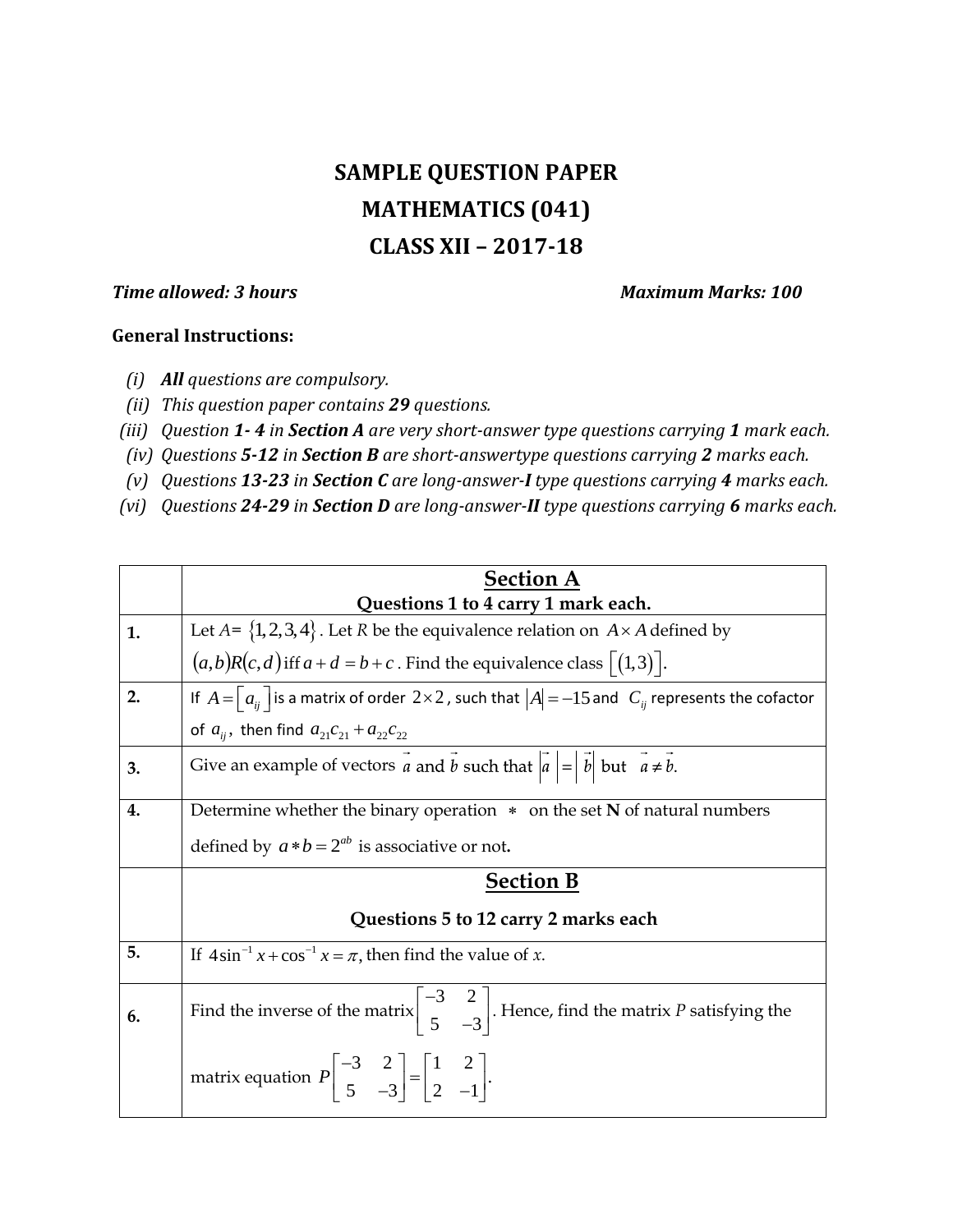# SAMPLE QUESTION PAPER

# MATHEMATICS (041)

# CLASS XII – 2017-18

***Time allowed: 3 hours*** ***Maximum Marks: 100***

**General Instructions:**

(i) ***All*** *questions are compulsory.*

(ii) *This question paper contains* ***29*** *questions.*

(iii) *Question* ***1- 4*** *in* ***Section A*** *are very short-answer type questions carrying* ***1*** *mark each.*

(iv) *Questions* ***5-12*** *in* ***Section B*** *are short-answertype questions carrying* ***2*** *marks each.*

(v) *Questions* ***13-23*** *in* ***Section C*** *are long-answer-**I** type questions carrying* ***4*** *marks each.*

(vi) *Questions* ***24-29*** *in* ***Section D*** *are long-answer-**II** type questions carrying* ***6*** *marks each.*

| | **Section A**<br>**Questions 1 to 4 carry 1 mark each.** |
|---|---|
| **1.** | Let $A=\{1,2,3,4\}$. Let $R$ be the equivalence relation on $A\times A$ defined by $(a,b)R(c,d)$ iff $a+d=b+c$. Find the equivalence class $[(1,3)]$. |
| **2.** | If $A=[a_{ij}]$ is a matrix of order $2\times 2$, such that $\|A\|=-15$ and $C_{ij}$ represents the cofactor of $a_{ij}$, then find $a_{21}c_{21}+a_{22}c_{22}$ |
| **3.** | Give an example of vectors $\vec{a}$ and $\vec{b}$ such that $\|\vec{a}\|=\|\vec{b}\|$ but $\vec{a}\neq\vec{b}$. |
| **4.** | Determine whether the binary operation $*$ on the set **N** of natural numbers defined by $a*b=2^{ab}$ is associative or not. |
| | **Section B**<br>**Questions 5 to 12 carry 2 marks each** |
| **5.** | If $4\sin^{-1}x+\cos^{-1}x=\pi$, then find the value of $x$. |
| **6.** | Find the inverse of the matrix $\begin{bmatrix}-3 & 2\\ 5 & -3\end{bmatrix}$. Hence, find the matrix $P$ satisfying the matrix equation $P\begin{bmatrix}-3 & 2\\ 5 & -3\end{bmatrix}=\begin{bmatrix}1 & 2\\ 2 & -1\end{bmatrix}$. |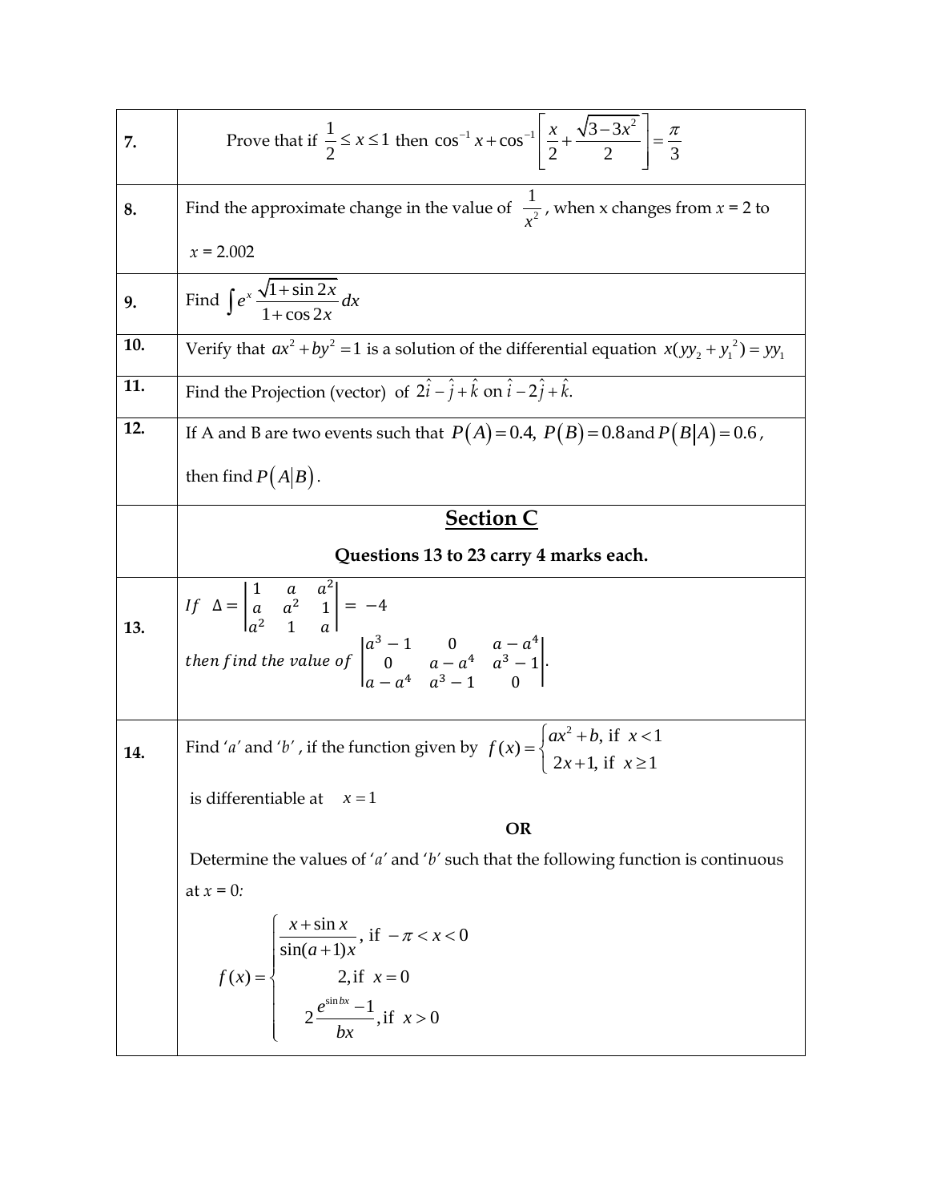| | |
|---|---|
| **7.** | Prove that if $\frac{1}{2} \le x \le 1$ then $\cos^{-1} x + \cos^{-1}\left[\frac{x}{2} + \frac{\sqrt{3-3x^2}}{2}\right] = \frac{\pi}{3}$ |
| **8.** | Find the approximate change in the value of $\frac{1}{x^2}$, when x changes from $x = 2$ to $x = 2.002$ |
| **9.** | Find $\int e^x \frac{\sqrt{1+\sin 2x}}{1+\cos 2x} dx$ |
| **10.** | Verify that $ax^2 + by^2 = 1$ is a solution of the differential equation $x(yy_2 + y_1^2) = yy_1$ |
| **11.** | Find the Projection (vector) of $2\hat{i} - \hat{j} + \hat{k}$ on $\hat{i} - 2\hat{j} + \hat{k}.$ |
| **12.** | If A and B are two events such that $P(A) = 0.4,\ P(B) = 0.8$ and $P(B\vert A) = 0.6$, then find $P(A\vert B)$. |
| | **Section C** <br> **Questions 13 to 23 carry 4 marks each.** |
| **13.** | *If* $\Delta = \begin{vmatrix} 1 & a & a^2 \\ a & a^2 & 1 \\ a^2 & 1 & a \end{vmatrix} = -4$ <br> *then find the value of* $\begin{vmatrix} a^3-1 & 0 & a-a^4 \\ 0 & a-a^4 & a^3-1 \\ a-a^4 & a^3-1 & 0 \end{vmatrix}$. |
| **14.** | Find '$a$' and '$b$', if the function given by $f(x) = \begin{cases} ax^2 + b, \text{ if } x < 1 \\ 2x+1, \text{ if } x \ge 1 \end{cases}$ <br> is differentiable at $x = 1$ <br> **OR** <br> Determine the values of '$a$' and '$b$' such that the following function is continuous at $x = 0$: <br> $f(x) = \begin{cases} \dfrac{x+\sin x}{\sin(a+1)x}, \text{ if } -\pi < x < 0 \\ 2, \text{ if } x = 0 \\ 2\dfrac{e^{\sin bx}-1}{bx}, \text{ if } x > 0 \end{cases}$ |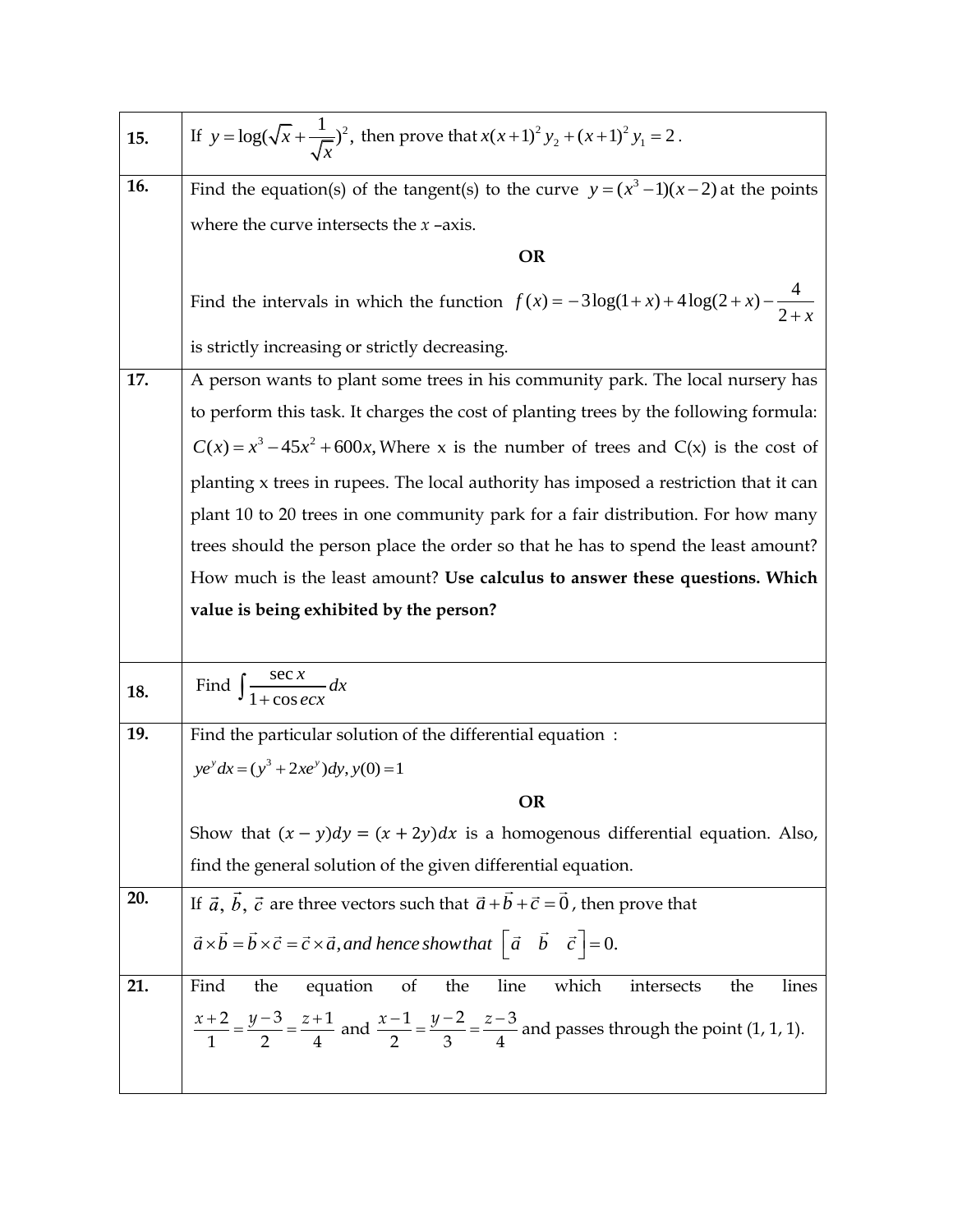| | |
|---|---|
| **15.** | If $y = \log(\sqrt{x} + \frac{1}{\sqrt{x}})^2$, then prove that $x(x+1)^2 y_2 + (x+1)^2 y_1 = 2$. |
| **16.** | Find the equation(s) of the tangent(s) to the curve $y = (x^3 - 1)(x - 2)$ at the points where the curve intersects the $x$ –axis. <br> **OR** <br> Find the intervals in which the function $f(x) = -3\log(1+x) + 4\log(2+x) - \frac{4}{2+x}$ is strictly increasing or strictly decreasing. |
| **17.** | A person wants to plant some trees in his community park. The local nursery has to perform this task. It charges the cost of planting trees by the following formula: $C(x) = x^3 - 45x^2 + 600x$, Where x is the number of trees and C(x) is the cost of planting x trees in rupees. The local authority has imposed a restriction that it can plant 10 to 20 trees in one community park for a fair distribution. For how many trees should the person place the order so that he has to spend the least amount? How much is the least amount? **Use calculus to answer these questions. Which value is being exhibited by the person?** |
| **18.** | Find $\int \frac{\sec x}{1 + \operatorname{cosec} x} dx$ |
| **19.** | Find the particular solution of the differential equation : <br> $ye^y dx = (y^3 + 2xe^y)dy, y(0) = 1$ <br> **OR** <br> Show that $(x - y)dy = (x + 2y)dx$ is a homogenous differential equation. Also, find the general solution of the given differential equation. |
| **20.** | If $\vec{a}, \vec{b}, \vec{c}$ are three vectors such that $\vec{a} + \vec{b} + \vec{c} = \vec{0}$, then prove that <br> $\vec{a} \times \vec{b} = \vec{b} \times \vec{c} = \vec{c} \times \vec{a}$, and hence show that $\left[\vec{a} \quad \vec{b} \quad \vec{c}\right] = 0$. |
| **21.** | Find the equation of the line which intersects the lines $\frac{x+2}{1} = \frac{y-3}{2} = \frac{z+1}{4}$ and $\frac{x-1}{2} = \frac{y-2}{3} = \frac{z-3}{4}$ and passes through the point (1, 1, 1). |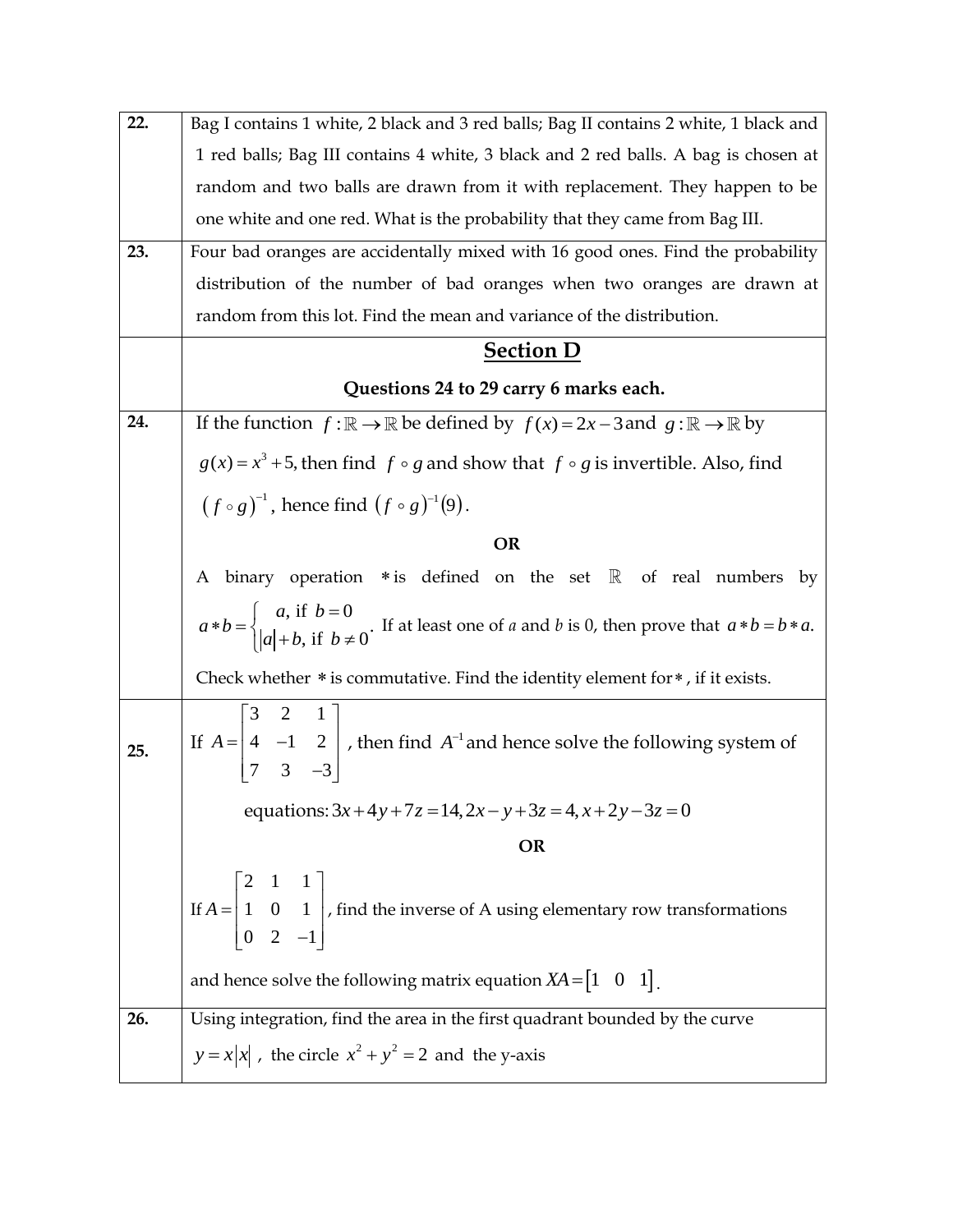**22.** Bag I contains 1 white, 2 black and 3 red balls; Bag II contains 2 white, 1 black and 1 red balls; Bag III contains 4 white, 3 black and 2 red balls. A bag is chosen at random and two balls are drawn from it with replacement. They happen to be one white and one red. What is the probability that they came from Bag III.

**23.** Four bad oranges are accidentally mixed with 16 good ones. Find the probability distribution of the number of bad oranges when two oranges are drawn at random from this lot. Find the mean and variance of the distribution.

## Section D

**Questions 24 to 29 carry 6 marks each.**

**24.** If the function $f:\mathbb{R}\to\mathbb{R}$ be defined by $f(x)=2x-3$ and $g:\mathbb{R}\to\mathbb{R}$ by $g(x)=x^3+5$, then find $f\circ g$ and show that $f\circ g$ is invertible. Also, find $(f\circ g)^{-1}$, hence find $(f\circ g)^{-1}(9)$.

**OR**

A binary operation $*$ is defined on the set $\mathbb{R}$ of real numbers by $a*b=\begin{cases} a, \text{ if } b=0 \\ |a|+b, \text{ if } b\neq 0 \end{cases}$. If at least one of $a$ and $b$ is 0, then prove that $a*b=b*a$.

Check whether $*$ is commutative. Find the identity element for $*$, if it exists.

**25.** If $A=\begin{bmatrix} 3 & 2 & 1 \\ 4 & -1 & 2 \\ 7 & 3 & -3 \end{bmatrix}$, then find $A^{-1}$ and hence solve the following system of equations: $3x+4y+7z=14, 2x-y+3z=4, x+2y-3z=0$

**OR**

If $A=\begin{bmatrix} 2 & 1 & 1 \\ 1 & 0 & 1 \\ 0 & 2 & -1 \end{bmatrix}$, find the inverse of A using elementary row transformations and hence solve the following matrix equation $XA=\begin{bmatrix} 1 & 0 & 1 \end{bmatrix}$.

**26.** Using integration, find the area in the first quadrant bounded by the curve $y=x|x|$, the circle $x^2+y^2=2$ and the y-axis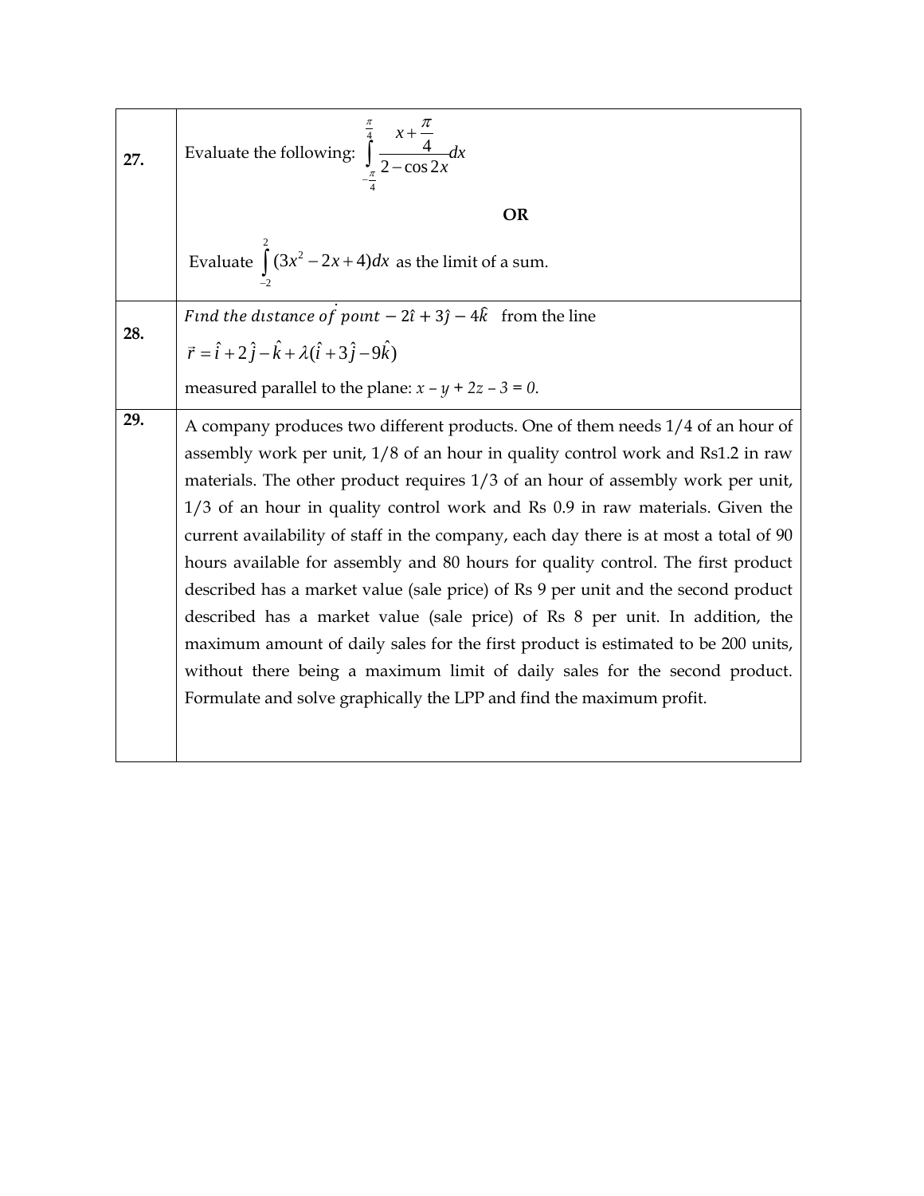| | |
|---|---|
| **27.** | Evaluate the following: $\int_{-\frac{\pi}{4}}^{\frac{\pi}{4}} \frac{x+\frac{\pi}{4}}{2-\cos 2x}dx$ <br><br> **OR** <br><br> Evaluate $\int_{-2}^{2}(3x^2-2x+4)dx$ as the limit of a sum. |
| **28.** | *Find the distance of point* $-2\hat{i}+3\hat{j}-4\hat{k}$ from the line <br> $\vec{r}=\hat{i}+2\hat{j}-\hat{k}+\lambda(\hat{i}+3\hat{j}-9\hat{k})$ <br> measured parallel to the plane: $x - y + 2z - 3 = 0$. |
| **29.** | A company produces two different products. One of them needs 1/4 of an hour of assembly work per unit, 1/8 of an hour in quality control work and Rs1.2 in raw materials. The other product requires 1/3 of an hour of assembly work per unit, 1/3 of an hour in quality control work and Rs 0.9 in raw materials. Given the current availability of staff in the company, each day there is at most a total of 90 hours available for assembly and 80 hours for quality control. The first product described has a market value (sale price) of Rs 9 per unit and the second product described has a market value (sale price) of Rs 8 per unit. In addition, the maximum amount of daily sales for the first product is estimated to be 200 units, without there being a maximum limit of daily sales for the second product. Formulate and solve graphically the LPP and find the maximum profit. |